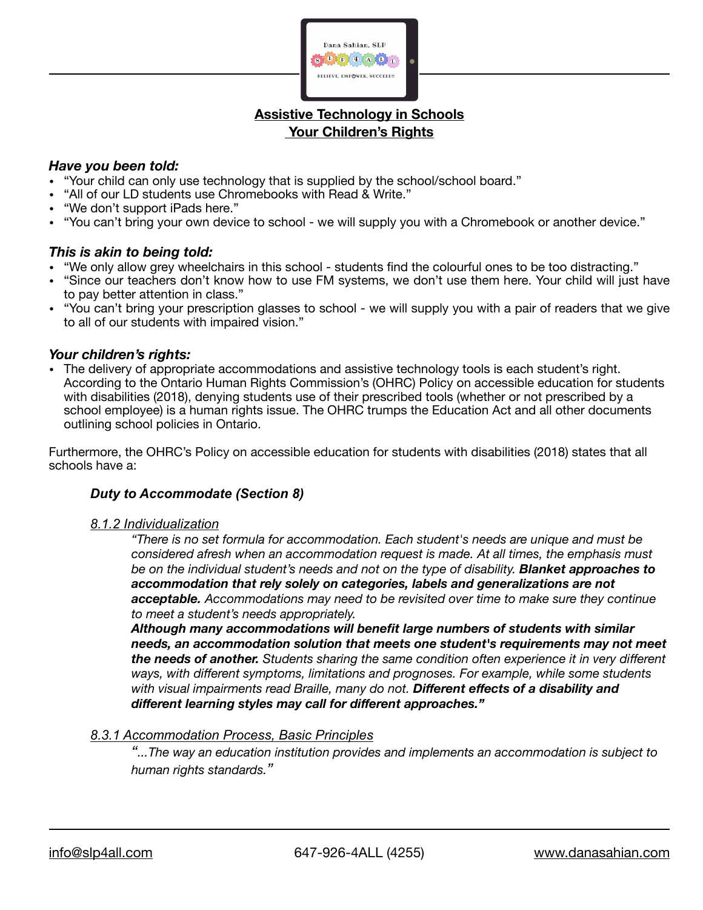# Assistive Technology in Schools
# Your Children's Rights

### *Have you been told:*

- "Your child can only use technology that is supplied by the school/school board."
- "All of our LD students use Chromebooks with Read & Write."
- "We don't support iPads here."
- "You can't bring your own device to school - we will supply you with a Chromebook or another device."

### *This is akin to being told:*

- "We only allow grey wheelchairs in this school - students find the colourful ones to be too distracting."
- "Since our teachers don't know how to use FM systems, we don't use them here. Your child will just have to pay better attention in class."
- "You can't bring your prescription glasses to school - we will supply you with a pair of readers that we give to all of our students with impaired vision."

### *Your children's rights:*

- The delivery of appropriate accommodations and assistive technology tools is each student's right. According to the Ontario Human Rights Commission's (OHRC) Policy on accessible education for students with disabilities (2018), denying students use of their prescribed tools (whether or not prescribed by a school employee) is a human rights issue. The OHRC trumps the Education Act and all other documents outlining school policies in Ontario.

Furthermore, the OHRC's Policy on accessible education for students with disabilities (2018) states that all schools have a:

#### *Duty to Accommodate (Section 8)*

*8.1.2 Individualization*

> *"There is no set formula for accommodation. Each student's needs are unique and must be considered afresh when an accommodation request is made. At all times, the emphasis must be on the individual student's needs and not on the type of disability.* ***Blanket approaches to accommodation that rely solely on categories, labels and generalizations are not acceptable.*** *Accommodations may need to be revisited over time to make sure they continue to meet a student's needs appropriately.*
> ***Although many accommodations will benefit large numbers of students with similar needs, an accommodation solution that meets one student's requirements may not meet the needs of another.*** *Students sharing the same condition often experience it in very different ways, with different symptoms, limitations and prognoses. For example, while some students with visual impairments read Braille, many do not.* ***Different effects of a disability and different learning styles may call for different approaches."***

*8.3.1 Accommodation Process, Basic Principles*

> *"...The way an education institution provides and implements an accommodation is subject to human rights standards."*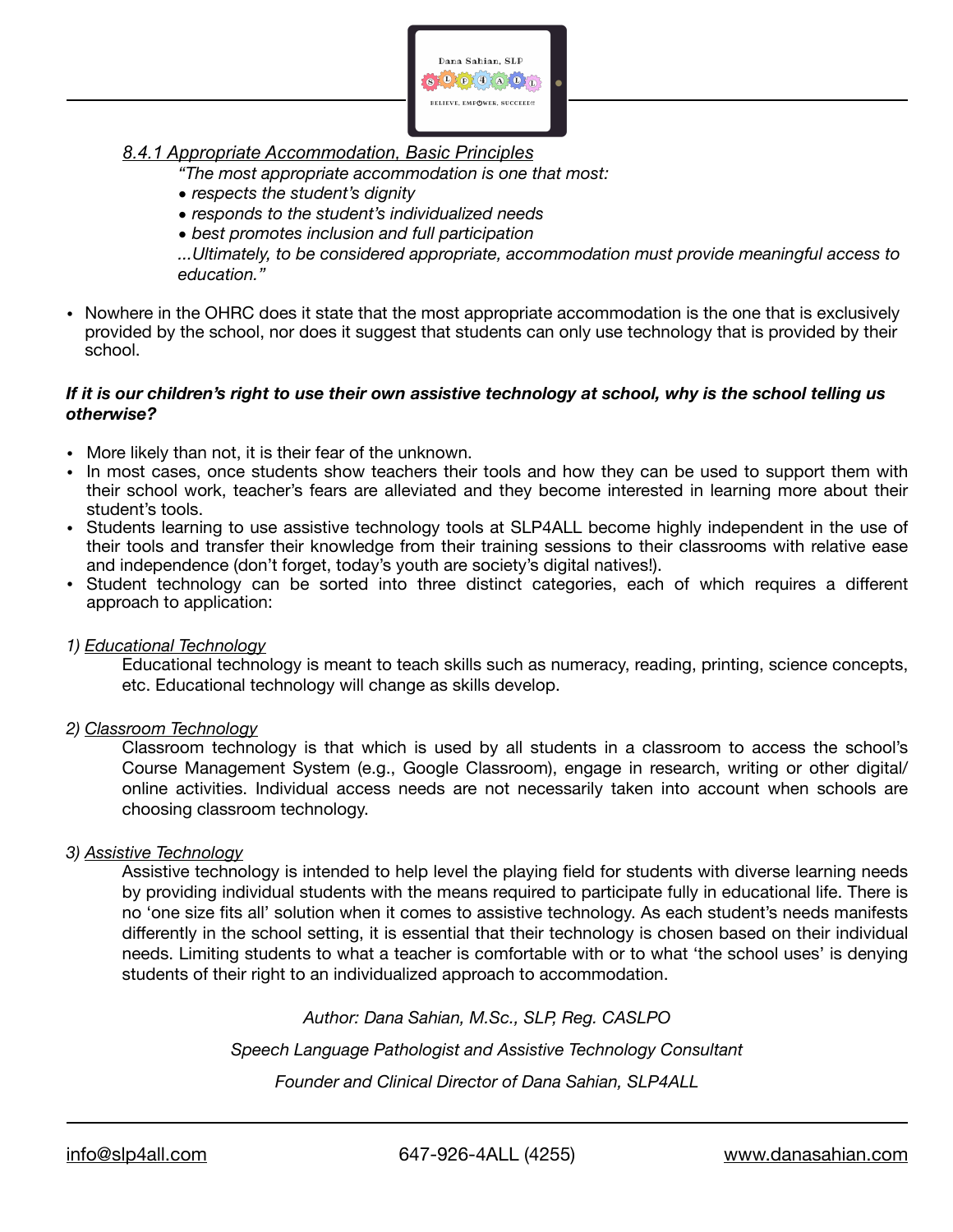*8.4.1 Appropriate Accommodation, Basic Principles*

> *"The most appropriate accommodation is one that most:*
> *• respects the student's dignity*
> *• responds to the student's individualized needs*
> *• best promotes inclusion and full participation*
> *...Ultimately, to be considered appropriate, accommodation must provide meaningful access to education."*

- Nowhere in the OHRC does it state that the most appropriate accommodation is the one that is exclusively provided by the school, nor does it suggest that students can only use technology that is provided by their school.

***If it is our children's right to use their own assistive technology at school, why is the school telling us otherwise?***

- More likely than not, it is their fear of the unknown.
- In most cases, once students show teachers their tools and how they can be used to support them with their school work, teacher's fears are alleviated and they become interested in learning more about their student's tools.
- Students learning to use assistive technology tools at SLP4ALL become highly independent in the use of their tools and transfer their knowledge from their training sessions to their classrooms with relative ease and independence (don't forget, today's youth are society's digital natives!).
- Student technology can be sorted into three distinct categories, each of which requires a different approach to application:

*1) Educational Technology*

Educational technology is meant to teach skills such as numeracy, reading, printing, science concepts, etc. Educational technology will change as skills develop.

*2) Classroom Technology*

Classroom technology is that which is used by all students in a classroom to access the school's Course Management System (e.g., Google Classroom), engage in research, writing or other digital/online activities. Individual access needs are not necessarily taken into account when schools are choosing classroom technology.

*3) Assistive Technology*

Assistive technology is intended to help level the playing field for students with diverse learning needs by providing individual students with the means required to participate fully in educational life. There is no 'one size fits all' solution when it comes to assistive technology. As each student's needs manifests differently in the school setting, it is essential that their technology is chosen based on their individual needs. Limiting students to what a teacher is comfortable with or to what 'the school uses' is denying students of their right to an individualized approach to accommodation.

*Author: Dana Sahian, M.Sc., SLP, Reg. CASLPO*

*Speech Language Pathologist and Assistive Technology Consultant*

*Founder and Clinical Director of Dana Sahian, SLP4ALL*